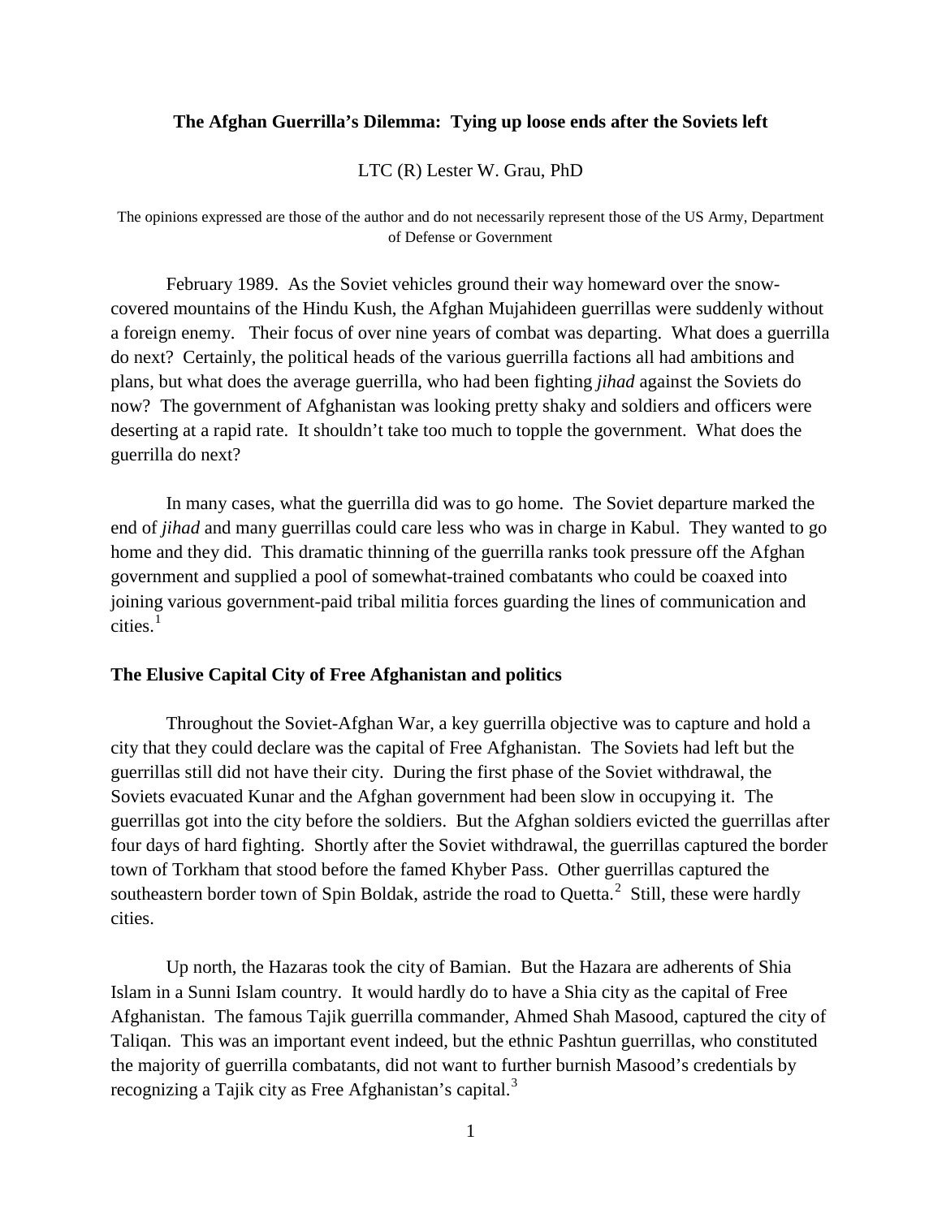# The Afghan Guerrilla's Dilemma: Tying up loose ends after the Soviets left

LTC (R) Lester W. Grau, PhD

The opinions expressed are those of the author and do not necessarily represent those of the US Army, Department of Defense or Government

February 1989. As the Soviet vehicles ground their way homeward over the snow-covered mountains of the Hindu Kush, the Afghan Mujahideen guerrillas were suddenly without a foreign enemy. Their focus of over nine years of combat was departing. What does a guerrilla do next? Certainly, the political heads of the various guerrilla factions all had ambitions and plans, but what does the average guerrilla, who had been fighting *jihad* against the Soviets do now? The government of Afghanistan was looking pretty shaky and soldiers and officers were deserting at a rapid rate. It shouldn't take too much to topple the government. What does the guerrilla do next?

In many cases, what the guerrilla did was to go home. The Soviet departure marked the end of *jihad* and many guerrillas could care less who was in charge in Kabul. They wanted to go home and they did. This dramatic thinning of the guerrilla ranks took pressure off the Afghan government and supplied a pool of somewhat-trained combatants who could be coaxed into joining various government-paid tribal militia forces guarding the lines of communication and cities.[1]

## The Elusive Capital City of Free Afghanistan and politics

Throughout the Soviet-Afghan War, a key guerrilla objective was to capture and hold a city that they could declare was the capital of Free Afghanistan. The Soviets had left but the guerrillas still did not have their city. During the first phase of the Soviet withdrawal, the Soviets evacuated Kunar and the Afghan government had been slow in occupying it. The guerrillas got into the city before the soldiers. But the Afghan soldiers evicted the guerrillas after four days of hard fighting. Shortly after the Soviet withdrawal, the guerrillas captured the border town of Torkham that stood before the famed Khyber Pass. Other guerrillas captured the southeastern border town of Spin Boldak, astride the road to Quetta.[2] Still, these were hardly cities.

Up north, the Hazaras took the city of Bamian. But the Hazara are adherents of Shia Islam in a Sunni Islam country. It would hardly do to have a Shia city as the capital of Free Afghanistan. The famous Tajik guerrilla commander, Ahmed Shah Masood, captured the city of Taliqan. This was an important event indeed, but the ethnic Pashtun guerrillas, who constituted the majority of guerrilla combatants, did not want to further burnish Masood's credentials by recognizing a Tajik city as Free Afghanistan's capital.[3]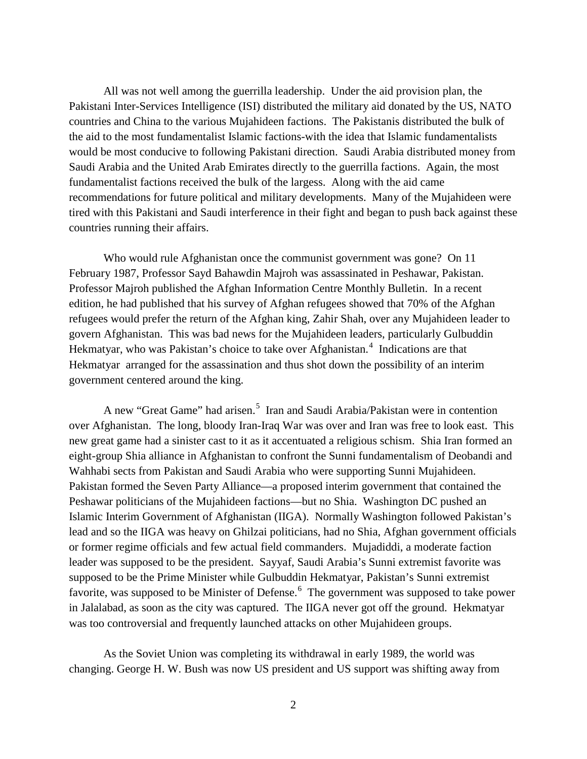All was not well among the guerrilla leadership. Under the aid provision plan, the Pakistani Inter-Services Intelligence (ISI) distributed the military aid donated by the US, NATO countries and China to the various Mujahideen factions. The Pakistanis distributed the bulk of the aid to the most fundamentalist Islamic factions-with the idea that Islamic fundamentalists would be most conducive to following Pakistani direction. Saudi Arabia distributed money from Saudi Arabia and the United Arab Emirates directly to the guerrilla factions. Again, the most fundamentalist factions received the bulk of the largess. Along with the aid came recommendations for future political and military developments. Many of the Mujahideen were tired with this Pakistani and Saudi interference in their fight and began to push back against these countries running their affairs.

Who would rule Afghanistan once the communist government was gone? On 11 February 1987, Professor Sayd Bahawdin Majroh was assassinated in Peshawar, Pakistan. Professor Majroh published the Afghan Information Centre Monthly Bulletin. In a recent edition, he had published that his survey of Afghan refugees showed that 70% of the Afghan refugees would prefer the return of the Afghan king, Zahir Shah, over any Mujahideen leader to govern Afghanistan. This was bad news for the Mujahideen leaders, particularly Gulbuddin Hekmatyar, who was Pakistan's choice to take over Afghanistan.[4] Indications are that Hekmatyar arranged for the assassination and thus shot down the possibility of an interim government centered around the king.

A new "Great Game" had arisen.[5] Iran and Saudi Arabia/Pakistan were in contention over Afghanistan. The long, bloody Iran-Iraq War was over and Iran was free to look east. This new great game had a sinister cast to it as it accentuated a religious schism. Shia Iran formed an eight-group Shia alliance in Afghanistan to confront the Sunni fundamentalism of Deobandi and Wahhabi sects from Pakistan and Saudi Arabia who were supporting Sunni Mujahideen. Pakistan formed the Seven Party Alliance—a proposed interim government that contained the Peshawar politicians of the Mujahideen factions—but no Shia. Washington DC pushed an Islamic Interim Government of Afghanistan (IIGA). Normally Washington followed Pakistan's lead and so the IIGA was heavy on Ghilzai politicians, had no Shia, Afghan government officials or former regime officials and few actual field commanders. Mujadiddi, a moderate faction leader was supposed to be the president. Sayyaf, Saudi Arabia's Sunni extremist favorite was supposed to be the Prime Minister while Gulbuddin Hekmatyar, Pakistan's Sunni extremist favorite, was supposed to be Minister of Defense.[6] The government was supposed to take power in Jalalabad, as soon as the city was captured. The IIGA never got off the ground. Hekmatyar was too controversial and frequently launched attacks on other Mujahideen groups.

As the Soviet Union was completing its withdrawal in early 1989, the world was changing. George H. W. Bush was now US president and US support was shifting away from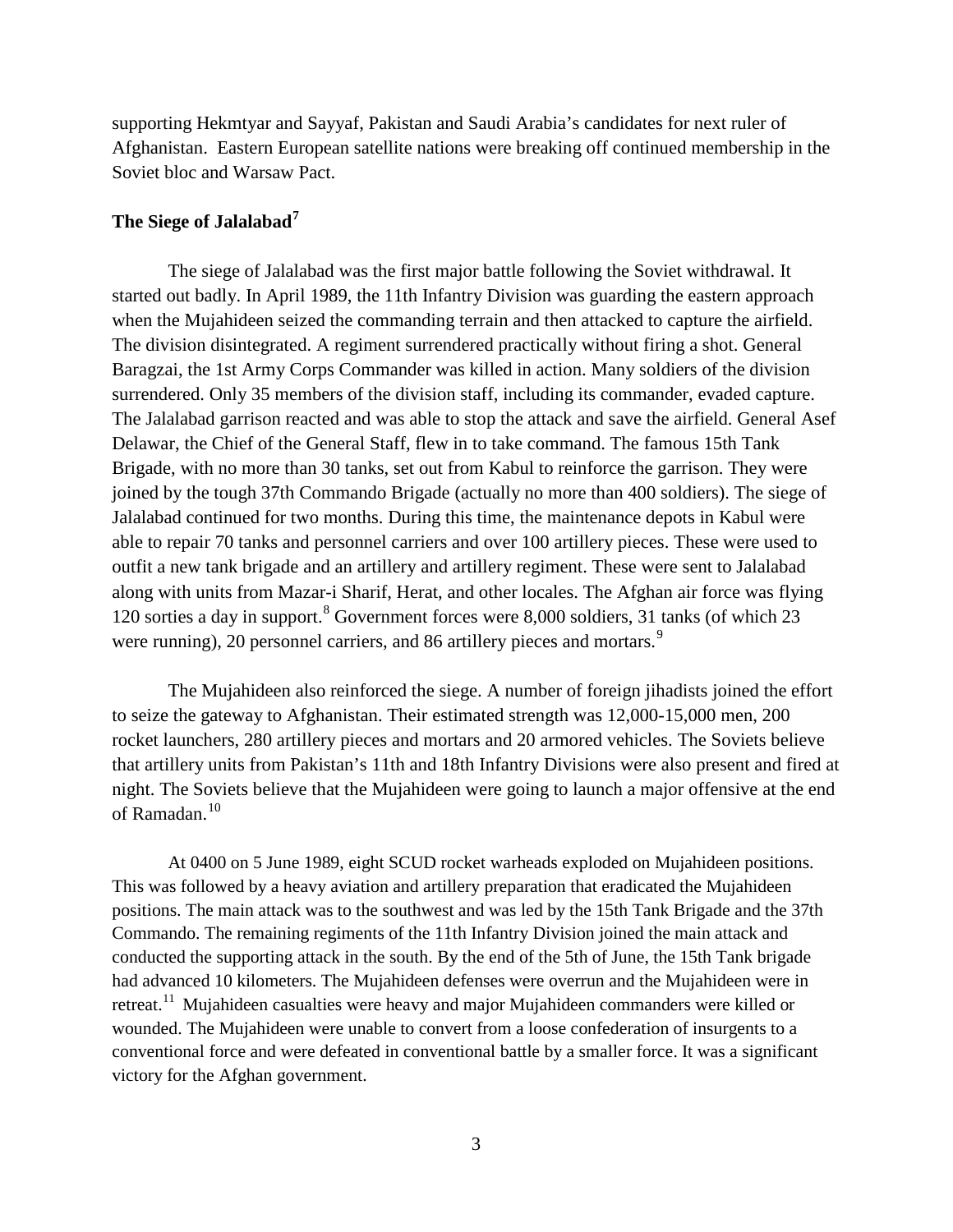supporting Hekmtyar and Sayyaf, Pakistan and Saudi Arabia's candidates for next ruler of Afghanistan. Eastern European satellite nations were breaking off continued membership in the Soviet bloc and Warsaw Pact.

## The Siege of Jalalabad[7]

The siege of Jalalabad was the first major battle following the Soviet withdrawal. It started out badly. In April 1989, the 11th Infantry Division was guarding the eastern approach when the Mujahideen seized the commanding terrain and then attacked to capture the airfield. The division disintegrated. A regiment surrendered practically without firing a shot. General Baragzai, the 1st Army Corps Commander was killed in action. Many soldiers of the division surrendered. Only 35 members of the division staff, including its commander, evaded capture. The Jalalabad garrison reacted and was able to stop the attack and save the airfield. General Asef Delawar, the Chief of the General Staff, flew in to take command. The famous 15th Tank Brigade, with no more than 30 tanks, set out from Kabul to reinforce the garrison. They were joined by the tough 37th Commando Brigade (actually no more than 400 soldiers). The siege of Jalalabad continued for two months. During this time, the maintenance depots in Kabul were able to repair 70 tanks and personnel carriers and over 100 artillery pieces. These were used to outfit a new tank brigade and an artillery and artillery regiment. These were sent to Jalalabad along with units from Mazar-i Sharif, Herat, and other locales. The Afghan air force was flying 120 sorties a day in support.[8] Government forces were 8,000 soldiers, 31 tanks (of which 23 were running), 20 personnel carriers, and 86 artillery pieces and mortars.[9]

The Mujahideen also reinforced the siege. A number of foreign jihadists joined the effort to seize the gateway to Afghanistan. Their estimated strength was 12,000-15,000 men, 200 rocket launchers, 280 artillery pieces and mortars and 20 armored vehicles. The Soviets believe that artillery units from Pakistan's 11th and 18th Infantry Divisions were also present and fired at night. The Soviets believe that the Mujahideen were going to launch a major offensive at the end of Ramadan.[10]

At 0400 on 5 June 1989, eight SCUD rocket warheads exploded on Mujahideen positions. This was followed by a heavy aviation and artillery preparation that eradicated the Mujahideen positions. The main attack was to the southwest and was led by the 15th Tank Brigade and the 37th Commando. The remaining regiments of the 11th Infantry Division joined the main attack and conducted the supporting attack in the south. By the end of the 5th of June, the 15th Tank brigade had advanced 10 kilometers. The Mujahideen defenses were overrun and the Mujahideen were in retreat.[11] Mujahideen casualties were heavy and major Mujahideen commanders were killed or wounded. The Mujahideen were unable to convert from a loose confederation of insurgents to a conventional force and were defeated in conventional battle by a smaller force. It was a significant victory for the Afghan government.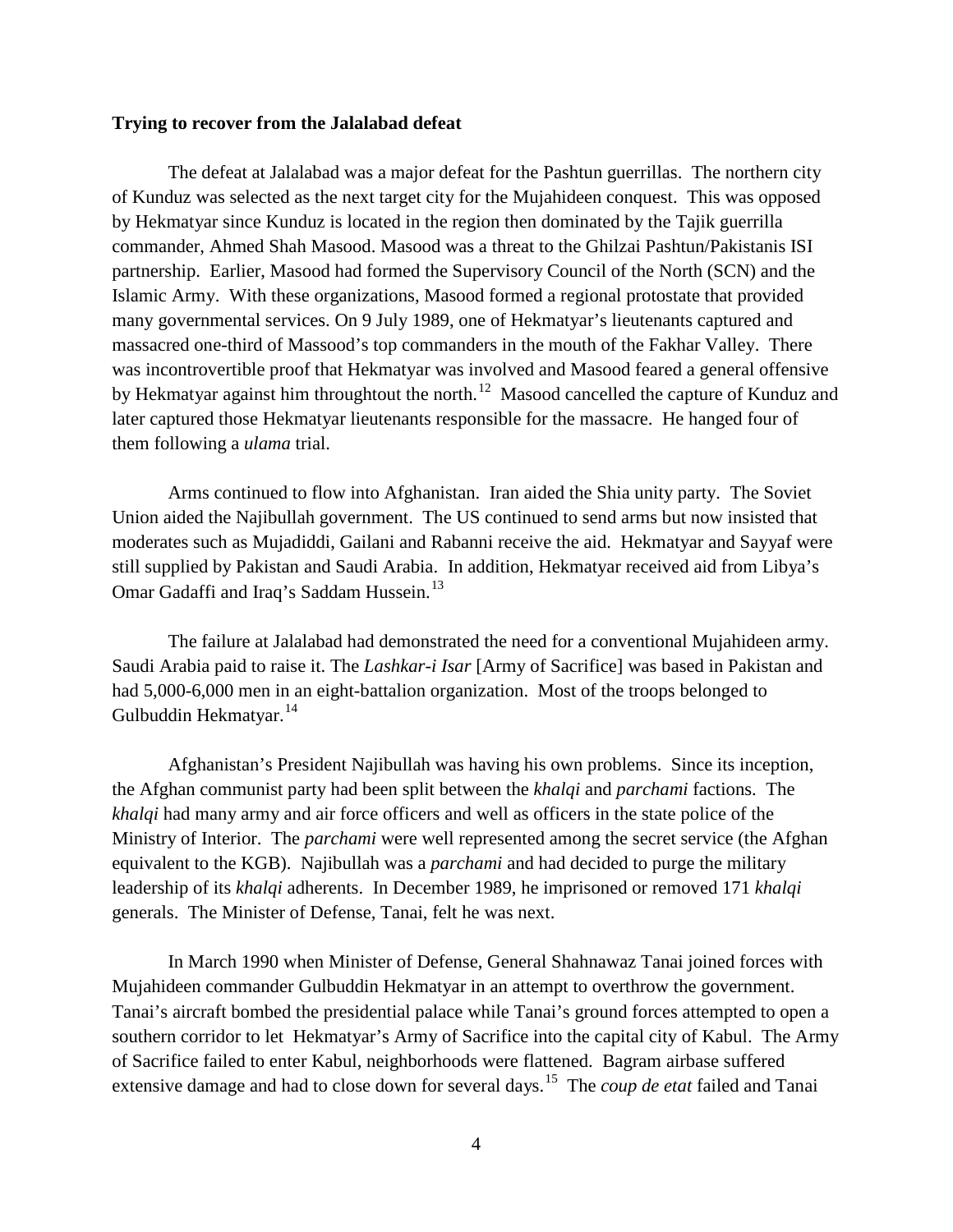**Trying to recover from the Jalalabad defeat**

The defeat at Jalalabad was a major defeat for the Pashtun guerrillas. The northern city of Kunduz was selected as the next target city for the Mujahideen conquest. This was opposed by Hekmatyar since Kunduz is located in the region then dominated by the Tajik guerrilla commander, Ahmed Shah Masood. Masood was a threat to the Ghilzai Pashtun/Pakistanis ISI partnership. Earlier, Masood had formed the Supervisory Council of the North (SCN) and the Islamic Army. With these organizations, Masood formed a regional protostate that provided many governmental services. On 9 July 1989, one of Hekmatyar's lieutenants captured and massacred one-third of Massood's top commanders in the mouth of the Fakhar Valley. There was incontrovertible proof that Hekmatyar was involved and Masood feared a general offensive by Hekmatyar against him throughtout the north.[12] Masood cancelled the capture of Kunduz and later captured those Hekmatyar lieutenants responsible for the massacre. He hanged four of them following a *ulama* trial.

Arms continued to flow into Afghanistan. Iran aided the Shia unity party. The Soviet Union aided the Najibullah government. The US continued to send arms but now insisted that moderates such as Mujadiddi, Gailani and Rabanni receive the aid. Hekmatyar and Sayyaf were still supplied by Pakistan and Saudi Arabia. In addition, Hekmatyar received aid from Libya's Omar Gadaffi and Iraq's Saddam Hussein.[13]

The failure at Jalalabad had demonstrated the need for a conventional Mujahideen army. Saudi Arabia paid to raise it. The *Lashkar-i Isar* [Army of Sacrifice] was based in Pakistan and had 5,000-6,000 men in an eight-battalion organization. Most of the troops belonged to Gulbuddin Hekmatyar.[14]

Afghanistan's President Najibullah was having his own problems. Since its inception, the Afghan communist party had been split between the *khalqi* and *parchami* factions. The *khalqi* had many army and air force officers and well as officers in the state police of the Ministry of Interior. The *parchami* were well represented among the secret service (the Afghan equivalent to the KGB). Najibullah was a *parchami* and had decided to purge the military leadership of its *khalqi* adherents. In December 1989, he imprisoned or removed 171 *khalqi* generals. The Minister of Defense, Tanai, felt he was next.

In March 1990 when Minister of Defense, General Shahnawaz Tanai joined forces with Mujahideen commander Gulbuddin Hekmatyar in an attempt to overthrow the government. Tanai's aircraft bombed the presidential palace while Tanai's ground forces attempted to open a southern corridor to let Hekmatyar's Army of Sacrifice into the capital city of Kabul. The Army of Sacrifice failed to enter Kabul, neighborhoods were flattened. Bagram airbase suffered extensive damage and had to close down for several days.[15] The *coup de etat* failed and Tanai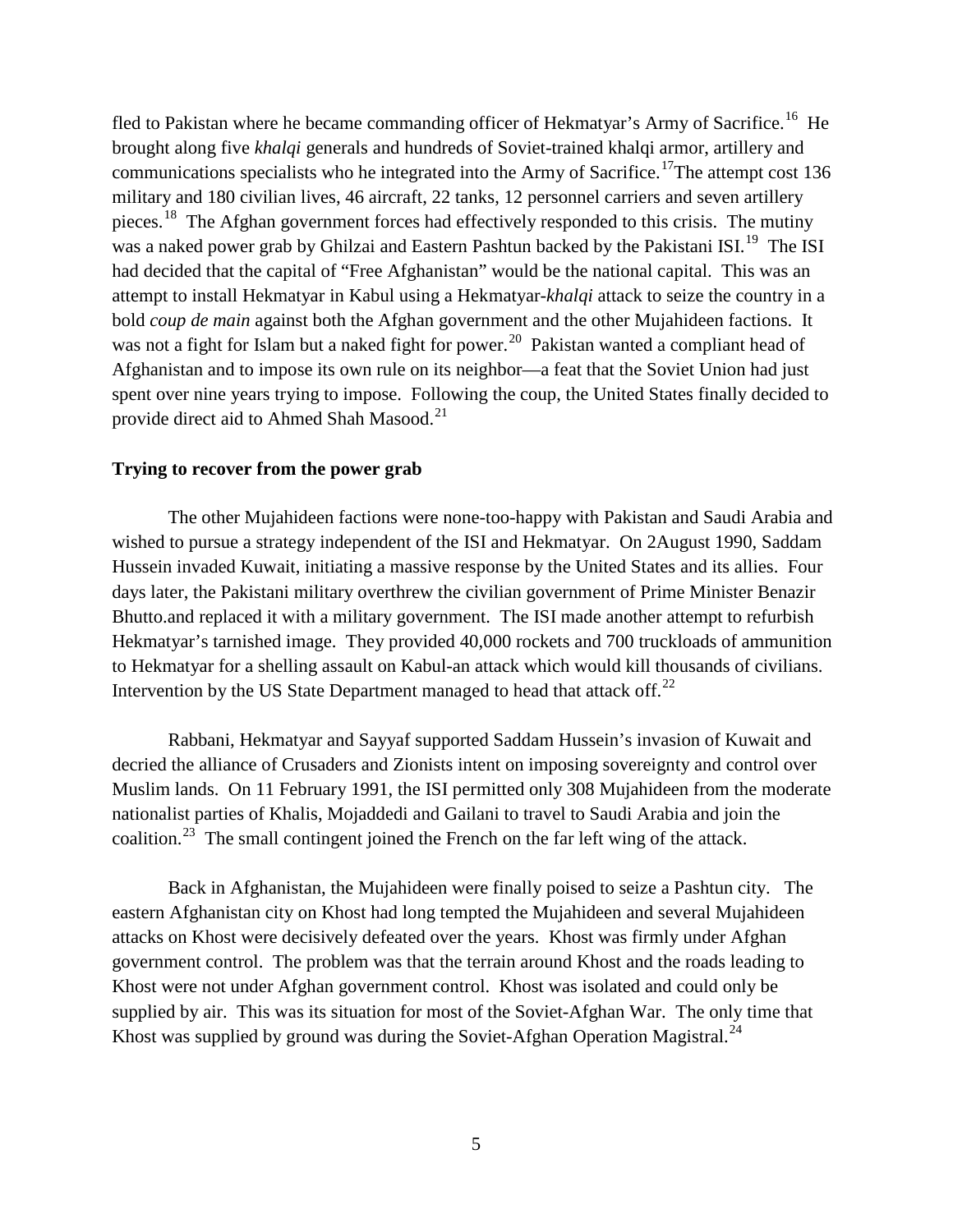fled to Pakistan where he became commanding officer of Hekmatyar's Army of Sacrifice.[16] He brought along five *khalqi* generals and hundreds of Soviet-trained khalqi armor, artillery and communications specialists who he integrated into the Army of Sacrifice.[17]The attempt cost 136 military and 180 civilian lives, 46 aircraft, 22 tanks, 12 personnel carriers and seven artillery pieces.[18] The Afghan government forces had effectively responded to this crisis. The mutiny was a naked power grab by Ghilzai and Eastern Pashtun backed by the Pakistani ISI.[19] The ISI had decided that the capital of "Free Afghanistan" would be the national capital. This was an attempt to install Hekmatyar in Kabul using a Hekmatyar-*khalqi* attack to seize the country in a bold *coup de main* against both the Afghan government and the other Mujahideen factions. It was not a fight for Islam but a naked fight for power.[20] Pakistan wanted a compliant head of Afghanistan and to impose its own rule on its neighbor—a feat that the Soviet Union had just spent over nine years trying to impose. Following the coup, the United States finally decided to provide direct aid to Ahmed Shah Masood.[21]

**Trying to recover from the power grab**

The other Mujahideen factions were none-too-happy with Pakistan and Saudi Arabia and wished to pursue a strategy independent of the ISI and Hekmatyar. On 2August 1990, Saddam Hussein invaded Kuwait, initiating a massive response by the United States and its allies. Four days later, the Pakistani military overthrew the civilian government of Prime Minister Benazir Bhutto.and replaced it with a military government. The ISI made another attempt to refurbish Hekmatyar's tarnished image. They provided 40,000 rockets and 700 truckloads of ammunition to Hekmatyar for a shelling assault on Kabul-an attack which would kill thousands of civilians. Intervention by the US State Department managed to head that attack off.[22]

Rabbani, Hekmatyar and Sayyaf supported Saddam Hussein's invasion of Kuwait and decried the alliance of Crusaders and Zionists intent on imposing sovereignty and control over Muslim lands. On 11 February 1991, the ISI permitted only 308 Mujahideen from the moderate nationalist parties of Khalis, Mojaddedi and Gailani to travel to Saudi Arabia and join the coalition.[23] The small contingent joined the French on the far left wing of the attack.

Back in Afghanistan, the Mujahideen were finally poised to seize a Pashtun city. The eastern Afghanistan city on Khost had long tempted the Mujahideen and several Mujahideen attacks on Khost were decisively defeated over the years. Khost was firmly under Afghan government control. The problem was that the terrain around Khost and the roads leading to Khost were not under Afghan government control. Khost was isolated and could only be supplied by air. This was its situation for most of the Soviet-Afghan War. The only time that Khost was supplied by ground was during the Soviet-Afghan Operation Magistral.[24]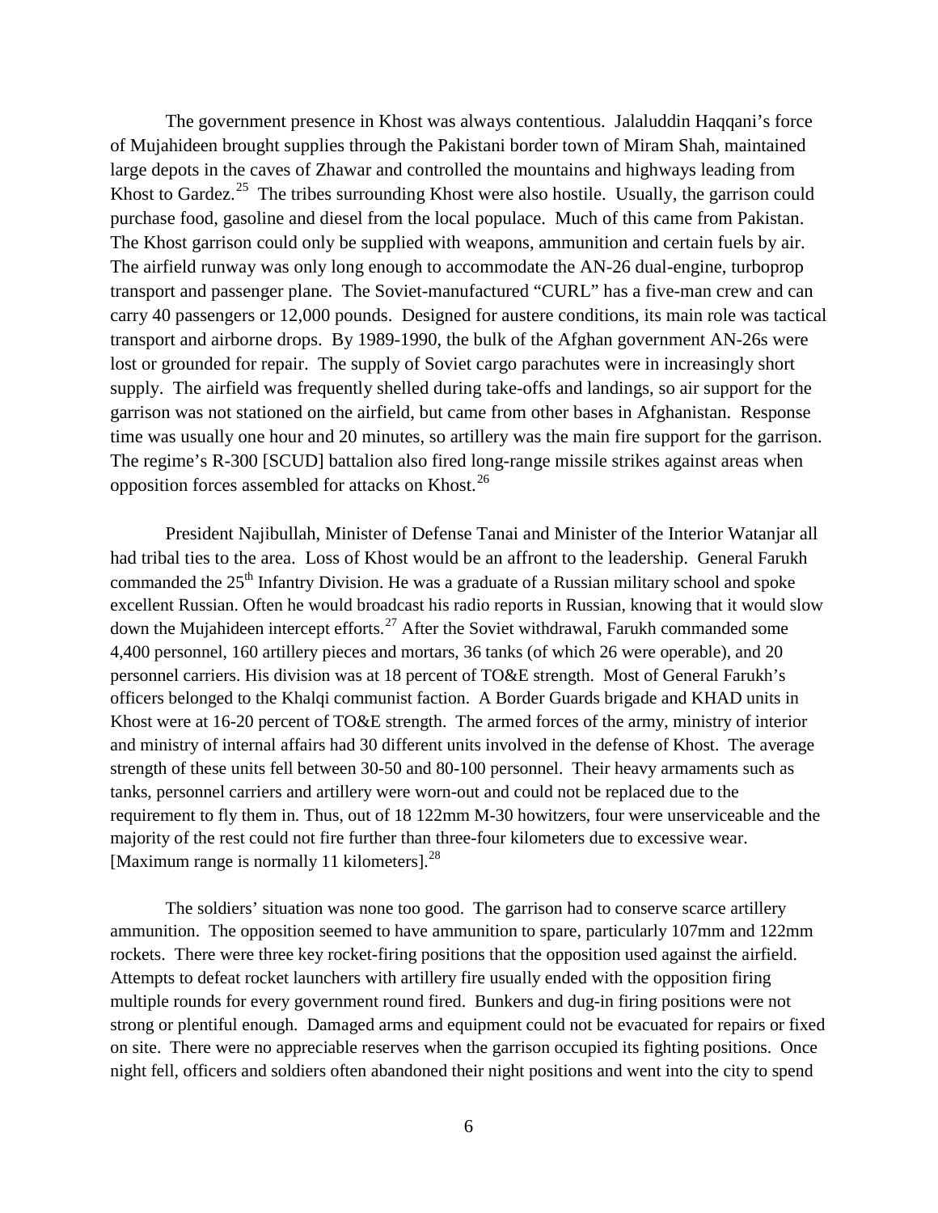The government presence in Khost was always contentious. Jalaluddin Haqqani's force of Mujahideen brought supplies through the Pakistani border town of Miram Shah, maintained large depots in the caves of Zhawar and controlled the mountains and highways leading from Khost to Gardez.[25] The tribes surrounding Khost were also hostile. Usually, the garrison could purchase food, gasoline and diesel from the local populace. Much of this came from Pakistan. The Khost garrison could only be supplied with weapons, ammunition and certain fuels by air. The airfield runway was only long enough to accommodate the AN-26 dual-engine, turboprop transport and passenger plane. The Soviet-manufactured "CURL" has a five-man crew and can carry 40 passengers or 12,000 pounds. Designed for austere conditions, its main role was tactical transport and airborne drops. By 1989-1990, the bulk of the Afghan government AN-26s were lost or grounded for repair. The supply of Soviet cargo parachutes were in increasingly short supply. The airfield was frequently shelled during take-offs and landings, so air support for the garrison was not stationed on the airfield, but came from other bases in Afghanistan. Response time was usually one hour and 20 minutes, so artillery was the main fire support for the garrison. The regime's R-300 [SCUD] battalion also fired long-range missile strikes against areas when opposition forces assembled for attacks on Khost.[26]

President Najibullah, Minister of Defense Tanai and Minister of the Interior Watanjar all had tribal ties to the area. Loss of Khost would be an affront to the leadership. General Farukh commanded the 25th Infantry Division. He was a graduate of a Russian military school and spoke excellent Russian. Often he would broadcast his radio reports in Russian, knowing that it would slow down the Mujahideen intercept efforts.[27] After the Soviet withdrawal, Farukh commanded some 4,400 personnel, 160 artillery pieces and mortars, 36 tanks (of which 26 were operable), and 20 personnel carriers. His division was at 18 percent of TO&E strength. Most of General Farukh's officers belonged to the Khalqi communist faction. A Border Guards brigade and KHAD units in Khost were at 16-20 percent of TO&E strength. The armed forces of the army, ministry of interior and ministry of internal affairs had 30 different units involved in the defense of Khost. The average strength of these units fell between 30-50 and 80-100 personnel. Their heavy armaments such as tanks, personnel carriers and artillery were worn-out and could not be replaced due to the requirement to fly them in. Thus, out of 18 122mm M-30 howitzers, four were unserviceable and the majority of the rest could not fire further than three-four kilometers due to excessive wear. [Maximum range is normally 11 kilometers].[28]

The soldiers' situation was none too good. The garrison had to conserve scarce artillery ammunition. The opposition seemed to have ammunition to spare, particularly 107mm and 122mm rockets. There were three key rocket-firing positions that the opposition used against the airfield. Attempts to defeat rocket launchers with artillery fire usually ended with the opposition firing multiple rounds for every government round fired. Bunkers and dug-in firing positions were not strong or plentiful enough. Damaged arms and equipment could not be evacuated for repairs or fixed on site. There were no appreciable reserves when the garrison occupied its fighting positions. Once night fell, officers and soldiers often abandoned their night positions and went into the city to spend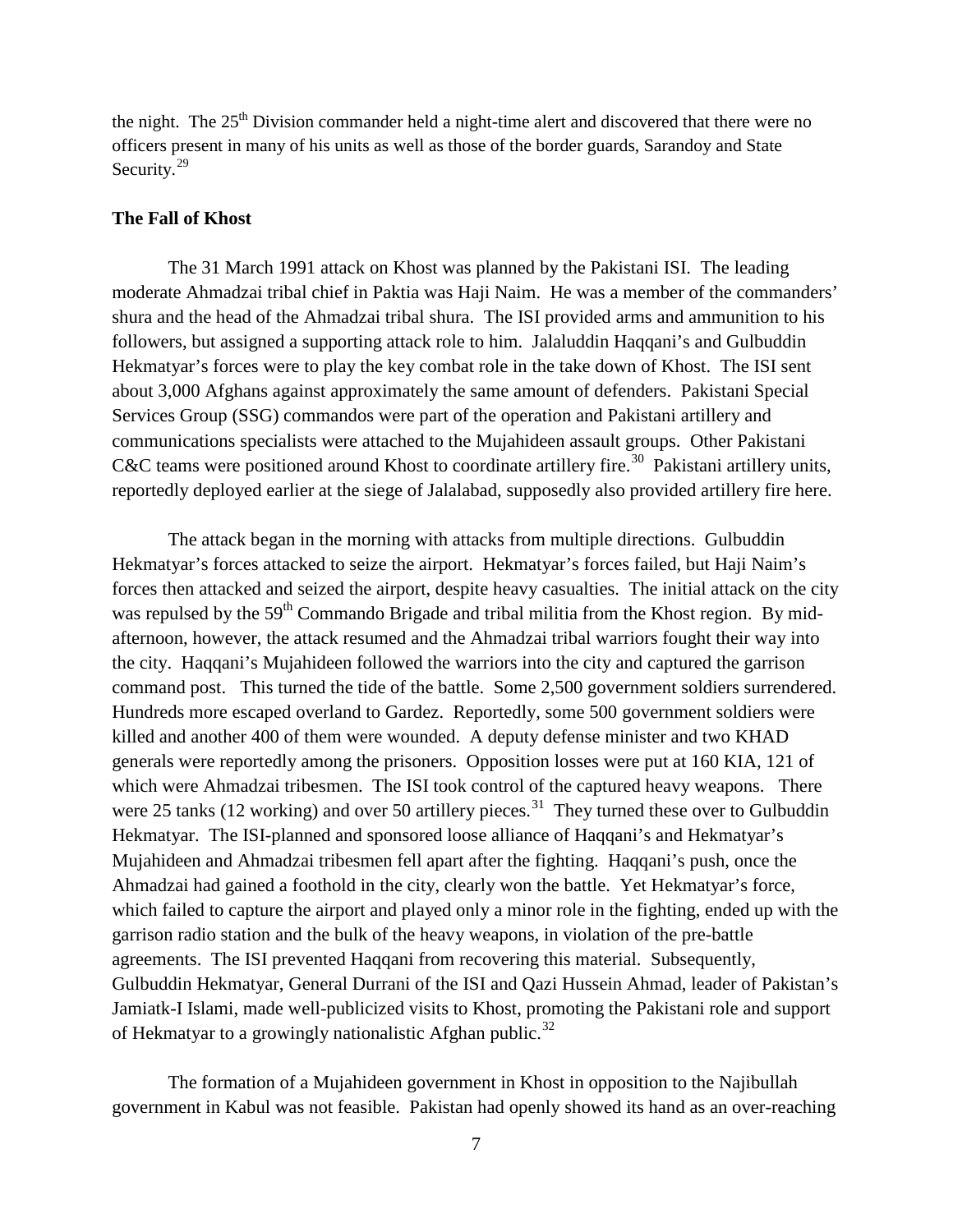the night. The 25th Division commander held a night-time alert and discovered that there were no officers present in many of his units as well as those of the border guards, Sarandoy and State Security.[29]

## The Fall of Khost

The 31 March 1991 attack on Khost was planned by the Pakistani ISI. The leading moderate Ahmadzai tribal chief in Paktia was Haji Naim. He was a member of the commanders' shura and the head of the Ahmadzai tribal shura. The ISI provided arms and ammunition to his followers, but assigned a supporting attack role to him. Jalaluddin Haqqani's and Gulbuddin Hekmatyar's forces were to play the key combat role in the take down of Khost. The ISI sent about 3,000 Afghans against approximately the same amount of defenders. Pakistani Special Services Group (SSG) commandos were part of the operation and Pakistani artillery and communications specialists were attached to the Mujahideen assault groups. Other Pakistani C&C teams were positioned around Khost to coordinate artillery fire.[30] Pakistani artillery units, reportedly deployed earlier at the siege of Jalalabad, supposedly also provided artillery fire here.

The attack began in the morning with attacks from multiple directions. Gulbuddin Hekmatyar's forces attacked to seize the airport. Hekmatyar's forces failed, but Haji Naim's forces then attacked and seized the airport, despite heavy casualties. The initial attack on the city was repulsed by the 59th Commando Brigade and tribal militia from the Khost region. By mid-afternoon, however, the attack resumed and the Ahmadzai tribal warriors fought their way into the city. Haqqani's Mujahideen followed the warriors into the city and captured the garrison command post. This turned the tide of the battle. Some 2,500 government soldiers surrendered. Hundreds more escaped overland to Gardez. Reportedly, some 500 government soldiers were killed and another 400 of them were wounded. A deputy defense minister and two KHAD generals were reportedly among the prisoners. Opposition losses were put at 160 KIA, 121 of which were Ahmadzai tribesmen. The ISI took control of the captured heavy weapons. There were 25 tanks (12 working) and over 50 artillery pieces.[31] They turned these over to Gulbuddin Hekmatyar. The ISI-planned and sponsored loose alliance of Haqqani's and Hekmatyar's Mujahideen and Ahmadzai tribesmen fell apart after the fighting. Haqqani's push, once the Ahmadzai had gained a foothold in the city, clearly won the battle. Yet Hekmatyar's force, which failed to capture the airport and played only a minor role in the fighting, ended up with the garrison radio station and the bulk of the heavy weapons, in violation of the pre-battle agreements. The ISI prevented Haqqani from recovering this material. Subsequently, Gulbuddin Hekmatyar, General Durrani of the ISI and Qazi Hussein Ahmad, leader of Pakistan's Jamiatk-I Islami, made well-publicized visits to Khost, promoting the Pakistani role and support of Hekmatyar to a growingly nationalistic Afghan public.[32]

The formation of a Mujahideen government in Khost in opposition to the Najibullah government in Kabul was not feasible. Pakistan had openly showed its hand as an over-reaching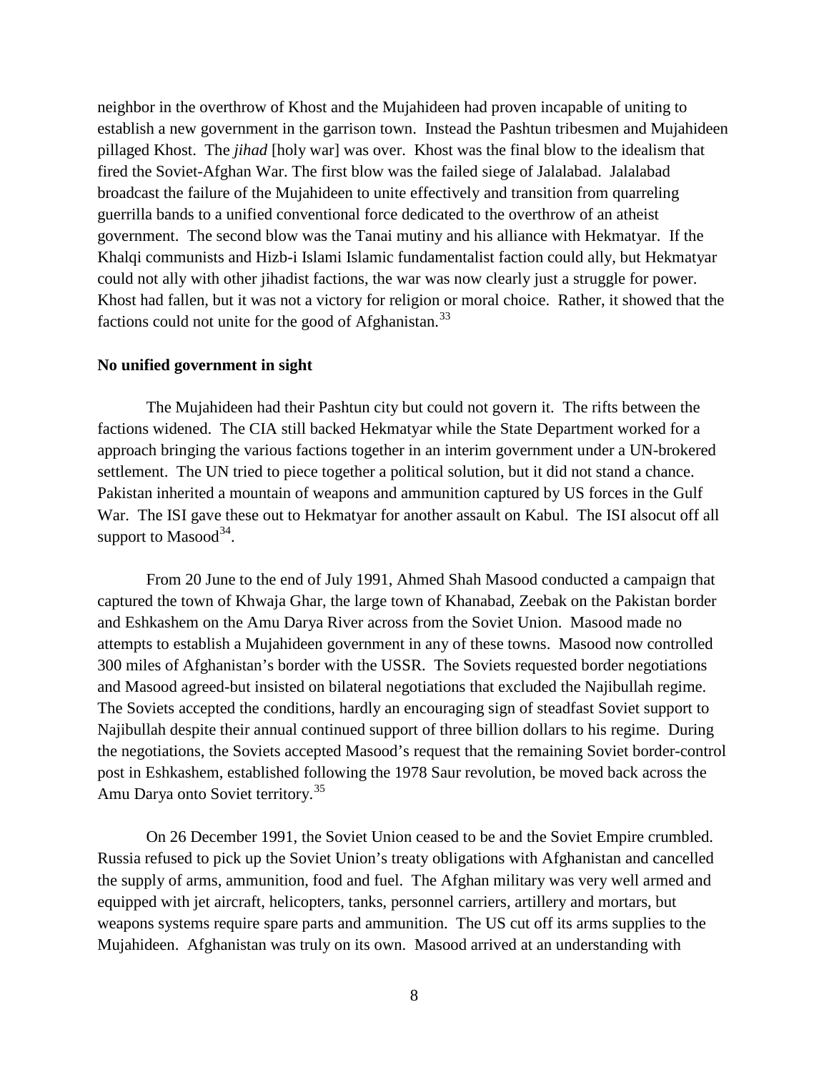neighbor in the overthrow of Khost and the Mujahideen had proven incapable of uniting to establish a new government in the garrison town. Instead the Pashtun tribesmen and Mujahideen pillaged Khost. The *jihad* [holy war] was over. Khost was the final blow to the idealism that fired the Soviet-Afghan War. The first blow was the failed siege of Jalalabad. Jalalabad broadcast the failure of the Mujahideen to unite effectively and transition from quarreling guerrilla bands to a unified conventional force dedicated to the overthrow of an atheist government. The second blow was the Tanai mutiny and his alliance with Hekmatyar. If the Khalqi communists and Hizb-i Islami Islamic fundamentalist faction could ally, but Hekmatyar could not ally with other jihadist factions, the war was now clearly just a struggle for power. Khost had fallen, but it was not a victory for religion or moral choice. Rather, it showed that the factions could not unite for the good of Afghanistan.[33]

**No unified government in sight**

The Mujahideen had their Pashtun city but could not govern it. The rifts between the factions widened. The CIA still backed Hekmatyar while the State Department worked for a approach bringing the various factions together in an interim government under a UN-brokered settlement. The UN tried to piece together a political solution, but it did not stand a chance. Pakistan inherited a mountain of weapons and ammunition captured by US forces in the Gulf War. The ISI gave these out to Hekmatyar for another assault on Kabul. The ISI alsocut off all support to Masood[34].

From 20 June to the end of July 1991, Ahmed Shah Masood conducted a campaign that captured the town of Khwaja Ghar, the large town of Khanabad, Zeebak on the Pakistan border and Eshkashem on the Amu Darya River across from the Soviet Union. Masood made no attempts to establish a Mujahideen government in any of these towns. Masood now controlled 300 miles of Afghanistan's border with the USSR. The Soviets requested border negotiations and Masood agreed-but insisted on bilateral negotiations that excluded the Najibullah regime. The Soviets accepted the conditions, hardly an encouraging sign of steadfast Soviet support to Najibullah despite their annual continued support of three billion dollars to his regime. During the negotiations, the Soviets accepted Masood's request that the remaining Soviet border-control post in Eshkashem, established following the 1978 Saur revolution, be moved back across the Amu Darya onto Soviet territory.[35]

On 26 December 1991, the Soviet Union ceased to be and the Soviet Empire crumbled. Russia refused to pick up the Soviet Union's treaty obligations with Afghanistan and cancelled the supply of arms, ammunition, food and fuel. The Afghan military was very well armed and equipped with jet aircraft, helicopters, tanks, personnel carriers, artillery and mortars, but weapons systems require spare parts and ammunition. The US cut off its arms supplies to the Mujahideen. Afghanistan was truly on its own. Masood arrived at an understanding with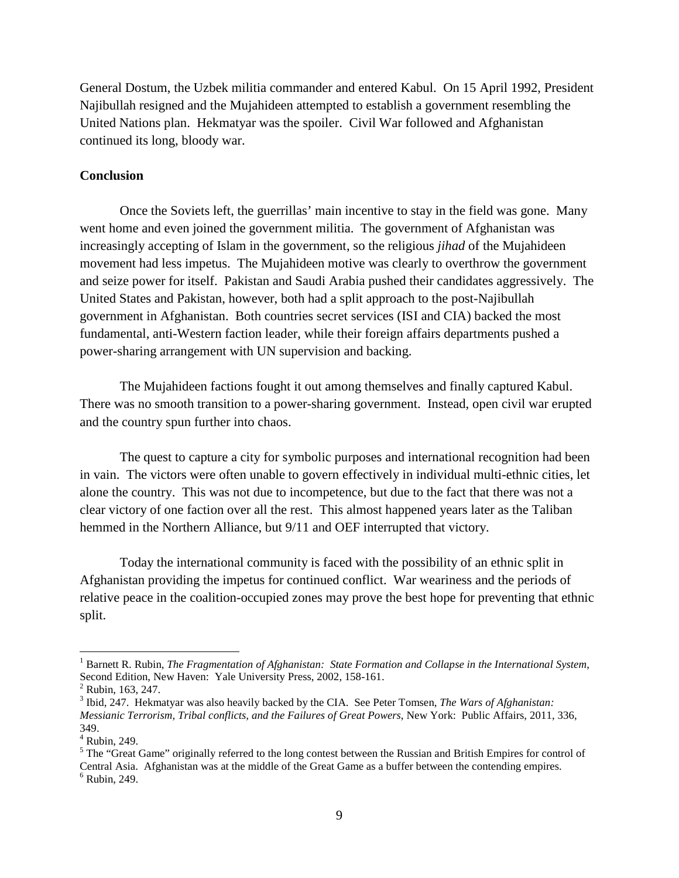General Dostum, the Uzbek militia commander and entered Kabul. On 15 April 1992, President Najibullah resigned and the Mujahideen attempted to establish a government resembling the United Nations plan. Hekmatyar was the spoiler. Civil War followed and Afghanistan continued its long, bloody war.

**Conclusion**

Once the Soviets left, the guerrillas' main incentive to stay in the field was gone. Many went home and even joined the government militia. The government of Afghanistan was increasingly accepting of Islam in the government, so the religious *jihad* of the Mujahideen movement had less impetus. The Mujahideen motive was clearly to overthrow the government and seize power for itself. Pakistan and Saudi Arabia pushed their candidates aggressively. The United States and Pakistan, however, both had a split approach to the post-Najibullah government in Afghanistan. Both countries secret services (ISI and CIA) backed the most fundamental, anti-Western faction leader, while their foreign affairs departments pushed a power-sharing arrangement with UN supervision and backing.

The Mujahideen factions fought it out among themselves and finally captured Kabul. There was no smooth transition to a power-sharing government. Instead, open civil war erupted and the country spun further into chaos.

The quest to capture a city for symbolic purposes and international recognition had been in vain. The victors were often unable to govern effectively in individual multi-ethnic cities, let alone the country. This was not due to incompetence, but due to the fact that there was not a clear victory of one faction over all the rest. This almost happened years later as the Taliban hemmed in the Northern Alliance, but 9/11 and OEF interrupted that victory.

Today the international community is faced with the possibility of an ethnic split in Afghanistan providing the impetus for continued conflict. War weariness and the periods of relative peace in the coalition-occupied zones may prove the best hope for preventing that ethnic split.

---

[1] Barnett R. Rubin, *The Fragmentation of Afghanistan: State Formation and Collapse in the International System*, Second Edition, New Haven: Yale University Press, 2002, 158-161.
[2] Rubin, 163, 247.
[3] Ibid, 247. Hekmatyar was also heavily backed by the CIA. See Peter Tomsen, *The Wars of Afghanistan: Messianic Terrorism, Tribal conflicts, and the Failures of Great Powers*, New York: Public Affairs, 2011, 336, 349.
[4] Rubin, 249.
[5] The "Great Game" originally referred to the long contest between the Russian and British Empires for control of Central Asia. Afghanistan was at the middle of the Great Game as a buffer between the contending empires.
[6] Rubin, 249.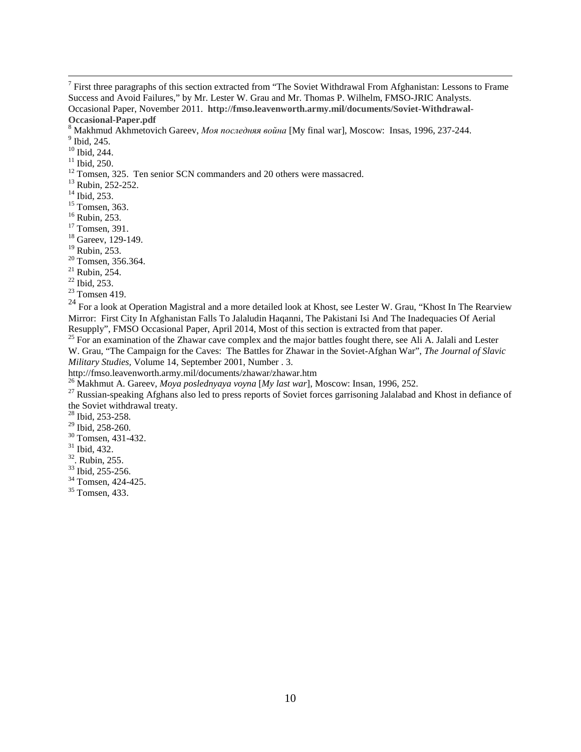[7] First three paragraphs of this section extracted from "The Soviet Withdrawal From Afghanistan: Lessons to Frame Success and Avoid Failures," by Mr. Lester W. Grau and Mr. Thomas P. Wilhelm, FMSO-JRIC Analysts. Occasional Paper, November 2011. **http://fmso.leavenworth.army.mil/documents/Soviet-Withdrawal-Occasional-Paper.pdf**

[8] Makhmud Akhmetovich Gareev, *Моя последняя война* [My final war], Moscow: Insas, 1996, 237-244.

[9] Ibid, 245.

[10] Ibid, 244.

[11] Ibid, 250.

[12] Tomsen, 325. Ten senior SCN commanders and 20 others were massacred.

[13] Rubin, 252-252.

[14] Ibid, 253.

[15] Tomsen, 363.

[16] Rubin, 253.

[17] Tomsen, 391.

[18] Gareev, 129-149.

[19] Rubin, 253.

[20] Tomsen, 356.364.

[21] Rubin, 254.

[22] Ibid, 253.

[23] Tomsen 419.

[24] For a look at Operation Magistral and a more detailed look at Khost, see Lester W. Grau, "Khost In The Rearview Mirror: First City In Afghanistan Falls To Jalaludin Haqanni, The Pakistani Isi And The Inadequacies Of Aerial Resupply", FMSO Occasional Paper, April 2014, Most of this section is extracted from that paper.

[25] For an examination of the Zhawar cave complex and the major battles fought there, see Ali A. Jalali and Lester W. Grau, "The Campaign for the Caves: The Battles for Zhawar in the Soviet-Afghan War", *The Journal of Slavic Military Studies,* Volume 14, September 2001, Number . 3. http://fmso.leavenworth.army.mil/documents/zhawar/zhawar.htm

[26] Makhmut A. Gareev, *Moya poslednyaya voyna* [*My last war*], Moscow: Insan, 1996, 252.

[27] Russian-speaking Afghans also led to press reports of Soviet forces garrisoning Jalalabad and Khost in defiance of the Soviet withdrawal treaty.

[28] Ibid, 253-258.

[29] Ibid, 258-260.

[30] Tomsen, 431-432.

[31] Ibid, 432.

[32]. Rubin, 255.

[33] Ibid, 255-256.

[34] Tomsen, 424-425.

[35] Tomsen, 433.